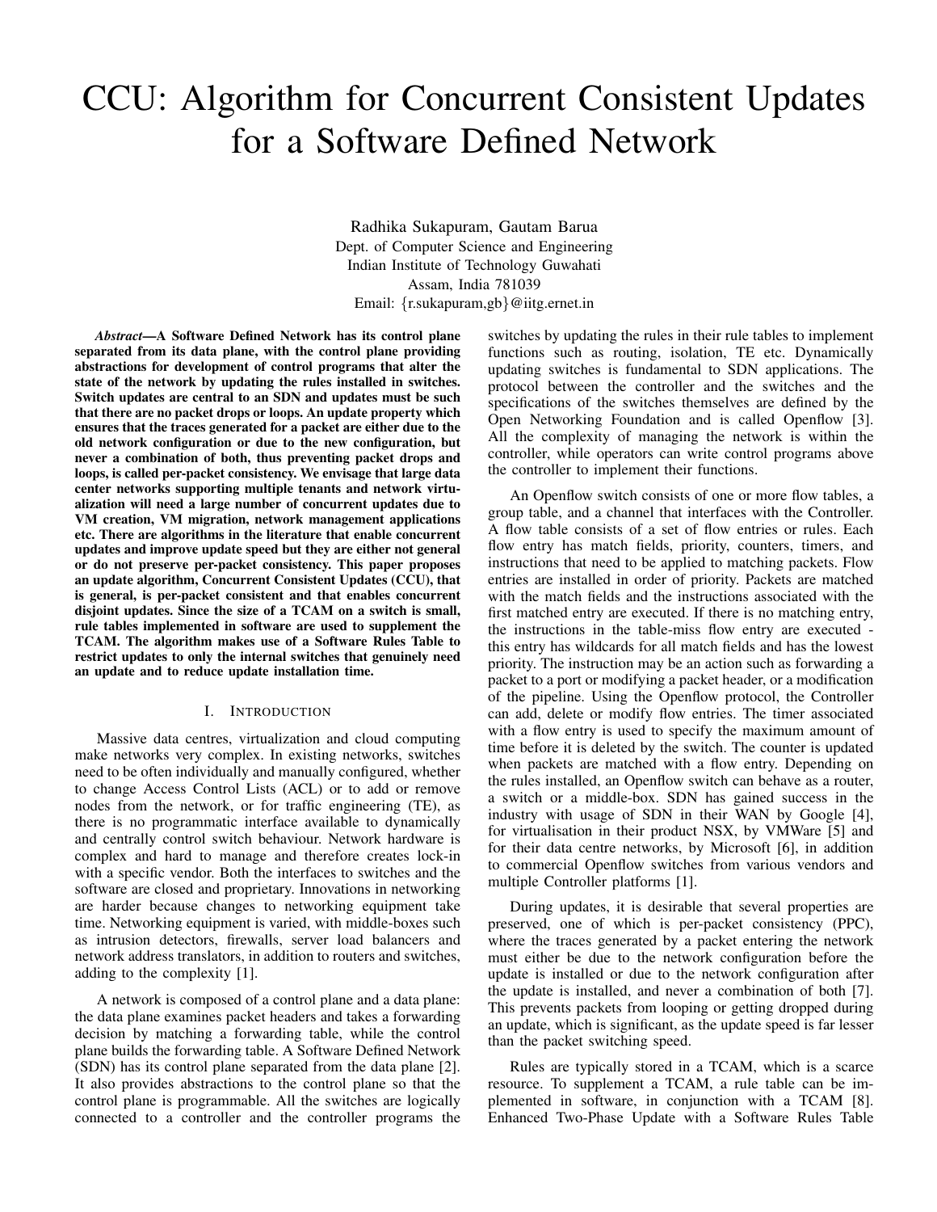# CCU: Algorithm for Concurrent Consistent Updates for a Software Defined Network

Radhika Sukapuram, Gautam Barua
Dept. of Computer Science and Engineering
Indian Institute of Technology Guwahati
Assam, India 781039
Email: {r.sukapuram,gb}@iitg.ernet.in

***Abstract*—A Software Defined Network has its control plane separated from its data plane, with the control plane providing abstractions for development of control programs that alter the state of the network by updating the rules installed in switches. Switch updates are central to an SDN and updates must be such that there are no packet drops or loops. An update property which ensures that the traces generated for a packet are either due to the old network configuration or due to the new configuration, but never a combination of both, thus preventing packet drops and loops, is called per-packet consistency. We envisage that large data center networks supporting multiple tenants and network virtualization will need a large number of concurrent updates due to VM creation, VM migration, network management applications etc. There are algorithms in the literature that enable concurrent updates and improve update speed but they are either not general or do not preserve per-packet consistency. This paper proposes an update algorithm, Concurrent Consistent Updates (CCU), that is general, is per-packet consistent and that enables concurrent disjoint updates. Since the size of a TCAM on a switch is small, rule tables implemented in software are used to supplement the TCAM. The algorithm makes use of a Software Rules Table to restrict updates to only the internal switches that genuinely need an update and to reduce update installation time.**

## I. Introduction

Massive data centres, virtualization and cloud computing make networks very complex. In existing networks, switches need to be often individually and manually configured, whether to change Access Control Lists (ACL) or to add or remove nodes from the network, or for traffic engineering (TE), as there is no programmatic interface available to dynamically and centrally control switch behaviour. Network hardware is complex and hard to manage and therefore creates lock-in with a specific vendor. Both the interfaces to switches and the software are closed and proprietary. Innovations in networking are harder because changes to networking equipment take time. Networking equipment is varied, with middle-boxes such as intrusion detectors, firewalls, server load balancers and network address translators, in addition to routers and switches, adding to the complexity [1].

A network is composed of a control plane and a data plane: the data plane examines packet headers and takes a forwarding decision by matching a forwarding table, while the control plane builds the forwarding table. A Software Defined Network (SDN) has its control plane separated from the data plane [2]. It also provides abstractions to the control plane so that the control plane is programmable. All the switches are logically connected to a controller and the controller programs the switches by updating the rules in their rule tables to implement functions such as routing, isolation, TE etc. Dynamically updating switches is fundamental to SDN applications. The protocol between the controller and the switches and the specifications of the switches themselves are defined by the Open Networking Foundation and is called Openflow [3]. All the complexity of managing the network is within the controller, while operators can write control programs above the controller to implement their functions.

An Openflow switch consists of one or more flow tables, a group table, and a channel that interfaces with the Controller. A flow table consists of a set of flow entries or rules. Each flow entry has match fields, priority, counters, timers, and instructions that need to be applied to matching packets. Flow entries are installed in order of priority. Packets are matched with the match fields and the instructions associated with the first matched entry are executed. If there is no matching entry, the instructions in the table-miss flow entry are executed - this entry has wildcards for all match fields and has the lowest priority. The instruction may be an action such as forwarding a packet to a port or modifying a packet header, or a modification of the pipeline. Using the Openflow protocol, the Controller can add, delete or modify flow entries. The timer associated with a flow entry is used to specify the maximum amount of time before it is deleted by the switch. The counter is updated when packets are matched with a flow entry. Depending on the rules installed, an Openflow switch can behave as a router, a switch or a middle-box. SDN has gained success in the industry with usage of SDN in their WAN by Google [4], for virtualisation in their product NSX, by VMWare [5] and for their data centre networks, by Microsoft [6], in addition to commercial Openflow switches from various vendors and multiple Controller platforms [1].

During updates, it is desirable that several properties are preserved, one of which is per-packet consistency (PPC), where the traces generated by a packet entering the network must either be due to the network configuration before the update is installed or due to the network configuration after the update is installed, and never a combination of both [7]. This prevents packets from looping or getting dropped during an update, which is significant, as the update speed is far lesser than the packet switching speed.

Rules are typically stored in a TCAM, which is a scarce resource. To supplement a TCAM, a rule table can be implemented in software, in conjunction with a TCAM [8]. Enhanced Two-Phase Update with a Software Rules Table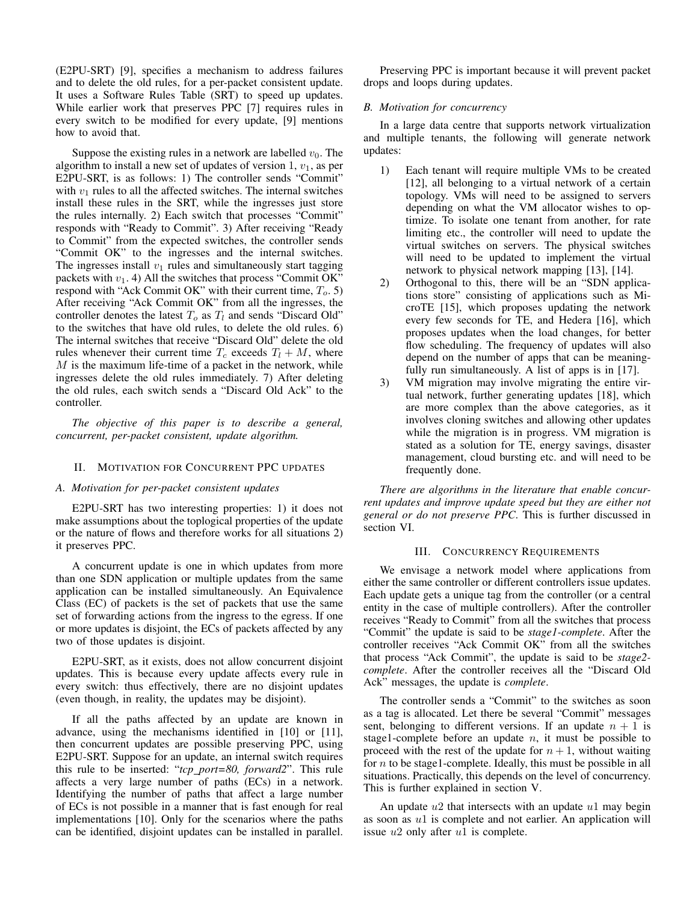(E2PU-SRT) [9], specifies a mechanism to address failures and to delete the old rules, for a per-packet consistent update. It uses a Software Rules Table (SRT) to speed up updates. While earlier work that preserves PPC [7] requires rules in every switch to be modified for every update, [9] mentions how to avoid that.

Suppose the existing rules in a network are labelled $v_0$. The algorithm to install a new set of updates of version 1, $v_1$, as per E2PU-SRT, is as follows: 1) The controller sends "Commit" with $v_1$ rules to all the affected switches. The internal switches install these rules in the SRT, while the ingresses just store the rules internally. 2) Each switch that processes "Commit" responds with "Ready to Commit". 3) After receiving "Ready to Commit" from the expected switches, the controller sends "Commit OK" to the ingresses and the internal switches. The ingresses install $v_1$ rules and simultaneously start tagging packets with $v_1$. 4) All the switches that process "Commit OK" respond with "Ack Commit OK" with their current time, $T_o$. 5) After receiving "Ack Commit OK" from all the ingresses, the controller denotes the latest $T_o$ as $T_l$ and sends "Discard Old" to the switches that have old rules, to delete the old rules. 6) The internal switches that receive "Discard Old" delete the old rules whenever their current time $T_c$ exceeds $T_l + M$, where $M$ is the maximum life-time of a packet in the network, while ingresses delete the old rules immediately. 7) After deleting the old rules, each switch sends a "Discard Old Ack" to the controller.

*The objective of this paper is to describe a general, concurrent, per-packet consistent, update algorithm.*

## II. Motivation for Concurrent PPC Updates

### A. Motivation for per-packet consistent updates

E2PU-SRT has two interesting properties: 1) it does not make assumptions about the toplogical properties of the update or the nature of flows and therefore works for all situations 2) it preserves PPC.

A concurrent update is one in which updates from more than one SDN application or multiple updates from the same application can be installed simultaneously. An Equivalence Class (EC) of packets is the set of packets that use the same set of forwarding actions from the ingress to the egress. If one or more updates is disjoint, the ECs of packets affected by any two of those updates is disjoint.

E2PU-SRT, as it exists, does not allow concurrent disjoint updates. This is because every update affects every rule in every switch: thus effectively, there are no disjoint updates (even though, in reality, the updates may be disjoint).

If all the paths affected by an update are known in advance, using the mechanisms identified in [10] or [11], then concurrent updates are possible preserving PPC, using E2PU-SRT. Suppose for an update, an internal switch requires this rule to be inserted: "*tcp_port=80, forward2*". This rule affects a very large number of paths (ECs) in a network. Identifying the number of paths that affect a large number of ECs is not possible in a manner that is fast enough for real implementations [10]. Only for the scenarios where the paths can be identified, disjoint updates can be installed in parallel.

Preserving PPC is important because it will prevent packet drops and loops during updates.

### B. Motivation for concurrency

In a large data centre that supports network virtualization and multiple tenants, the following will generate network updates:

1) Each tenant will require multiple VMs to be created [12], all belonging to a virtual network of a certain topology. VMs will need to be assigned to servers depending on what the VM allocator wishes to optimize. To isolate one tenant from another, for rate limiting etc., the controller will need to update the virtual switches on servers. The physical switches will need to be updated to implement the virtual network to physical network mapping [13], [14].
2) Orthogonal to this, there will be an "SDN applications store" consisting of applications such as MicroTE [15], which proposes updating the network every few seconds for TE, and Hedera [16], which proposes updates when the load changes, for better flow scheduling. The frequency of updates will also depend on the number of apps that can be meaningfully run simultaneously. A list of apps is in [17].
3) VM migration may involve migrating the entire virtual network, further generating updates [18], which are more complex than the above categories, as it involves cloning switches and allowing other updates while the migration is in progress. VM migration is stated as a solution for TE, energy savings, disaster management, cloud bursting etc. and will need to be frequently done.

*There are algorithms in the literature that enable concurrent updates and improve update speed but they are either not general or do not preserve PPC*. This is further discussed in section VI.

## III. Concurrency Requirements

We envisage a network model where applications from either the same controller or different controllers issue updates. Each update gets a unique tag from the controller (or a central entity in the case of multiple controllers). After the controller receives "Ready to Commit" from all the switches that process "Commit" the update is said to be *stage1-complete*. After the controller receives "Ack Commit OK" from all the switches that process "Ack Commit", the update is said to be *stage2-complete*. After the controller receives all the "Discard Old Ack" messages, the update is *complete*.

The controller sends a "Commit" to the switches as soon as a tag is allocated. Let there be several "Commit" messages sent, belonging to different versions. If an update $n + 1$ is stage1-complete before an update $n$, it must be possible to proceed with the rest of the update for $n + 1$, without waiting for $n$ to be stage1-complete. Ideally, this must be possible in all situations. Practically, this depends on the level of concurrency. This is further explained in section V.

An update $u2$ that intersects with an update $u1$ may begin as soon as $u1$ is complete and not earlier. An application will issue $u2$ only after $u1$ is complete.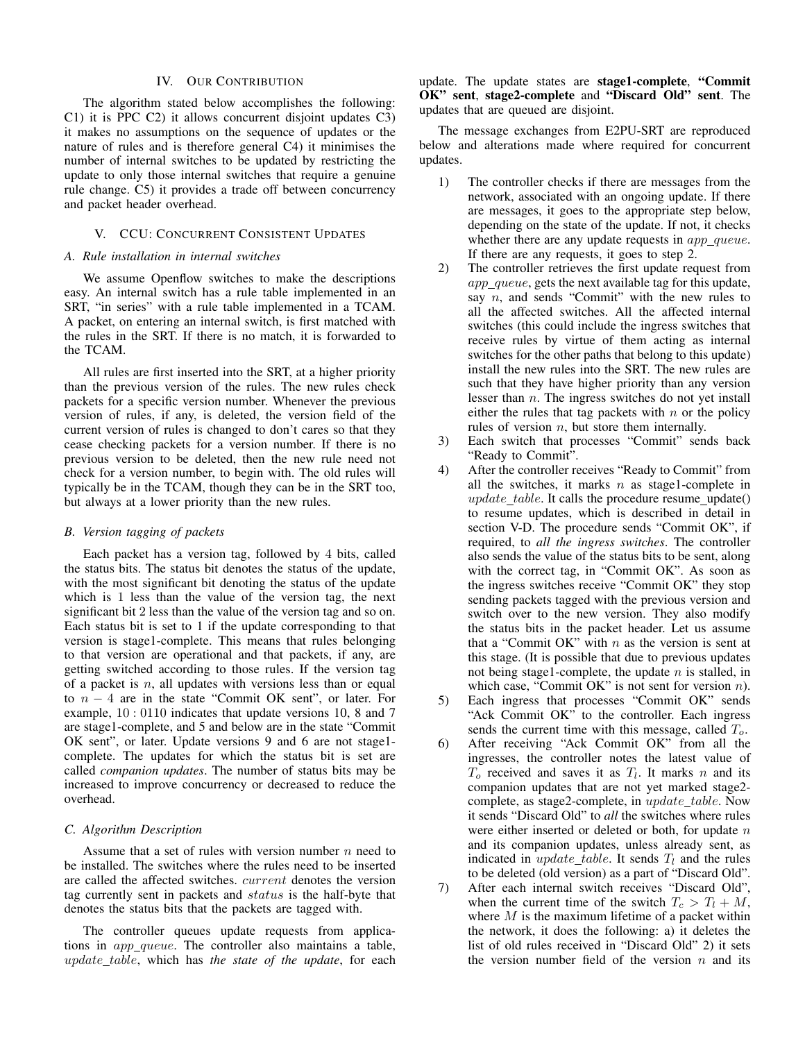## IV. Our Contribution

The algorithm stated below accomplishes the following: C1) it is PPC C2) it allows concurrent disjoint updates C3) it makes no assumptions on the sequence of updates or the nature of rules and is therefore general C4) it minimises the number of internal switches to be updated by restricting the update to only those internal switches that require a genuine rule change. C5) it provides a trade off between concurrency and packet header overhead.

## V. CCU: Concurrent Consistent Updates

### A. Rule installation in internal switches

We assume Openflow switches to make the descriptions easy. An internal switch has a rule table implemented in an SRT, "in series" with a rule table implemented in a TCAM. A packet, on entering an internal switch, is first matched with the rules in the SRT. If there is no match, it is forwarded to the TCAM.

All rules are first inserted into the SRT, at a higher priority than the previous version of the rules. The new rules check packets for a specific version number. Whenever the previous version of rules, if any, is deleted, the version field of the current version of rules is changed to don't cares so that they cease checking packets for a version number. If there is no previous version to be deleted, then the new rule need not check for a version number, to begin with. The old rules will typically be in the TCAM, though they can be in the SRT too, but always at a lower priority than the new rules.

### B. Version tagging of packets

Each packet has a version tag, followed by $4$ bits, called the status bits. The status bit denotes the status of the update, with the most significant bit denoting the status of the update which is 1 less than the value of the version tag, the next significant bit 2 less than the value of the version tag and so on. Each status bit is set to 1 if the update corresponding to that version is stage1-complete. This means that rules belonging to that version are operational and that packets, if any, are getting switched according to those rules. If the version tag of a packet is $n$, all updates with versions less than or equal to $n-4$ are in the state "Commit OK sent", or later. For example, $10:0110$ indicates that update versions 10, 8 and 7 are stage1-complete, and 5 and below are in the state "Commit OK sent", or later. Update versions 9 and 6 are not stage1-complete. The updates for which the status bit is set are called *companion updates*. The number of status bits may be increased to improve concurrency or decreased to reduce the overhead.

### C. Algorithm Description

Assume that a set of rules with version number $n$ need to be installed. The switches where the rules need to be inserted are called the affected switches. $current$ denotes the version tag currently sent in packets and $status$ is the half-byte that denotes the status bits that the packets are tagged with.

The controller queues update requests from applications in $app\_queue$. The controller also maintains a table, $update\_table$, which has *the state of the update*, for each update. The update states are **stage1-complete**, **"Commit OK" sent**, **stage2-complete** and **"Discard Old" sent**. The updates that are queued are disjoint.

The message exchanges from E2PU-SRT are reproduced below and alterations made where required for concurrent updates.

1) The controller checks if there are messages from the network, associated with an ongoing update. If there are messages, it goes to the appropriate step below, depending on the state of the update. If not, it checks whether there are any update requests in $app\_queue$. If there are any requests, it goes to step 2.
2) The controller retrieves the first update request from $app\_queue$, gets the next available tag for this update, say $n$, and sends "Commit" with the new rules to all the affected switches. All the affected internal switches (this could include the ingress switches that receive rules by virtue of them acting as internal switches for the other paths that belong to this update) install the new rules into the SRT. The new rules are such that they have higher priority than any version lesser than $n$. The ingress switches do not yet install either the rules that tag packets with $n$ or the policy rules of version $n$, but store them internally.
3) Each switch that processes "Commit" sends back "Ready to Commit".
4) After the controller receives "Ready to Commit" from all the switches, it marks $n$ as stage1-complete in $update\_table$. It calls the procedure resume_update() to resume updates, which is described in detail in section V-D. The procedure sends "Commit OK", if required, to *all the ingress switches*. The controller also sends the value of the status bits to be sent, along with the correct tag, in "Commit OK". As soon as the ingress switches receive "Commit OK" they stop sending packets tagged with the previous version and switch over to the new version. They also modify the status bits in the packet header. Let us assume that a "Commit OK" with $n$ as the version is sent at this stage. (It is possible that due to previous updates not being stage1-complete, the update $n$ is stalled, in which case, "Commit OK" is not sent for version $n$).
5) Each ingress that processes "Commit OK" sends "Ack Commit OK" to the controller. Each ingress sends the current time with this message, called $T_o$.
6) After receiving "Ack Commit OK" from all the ingresses, the controller notes the latest value of $T_o$ received and saves it as $T_l$. It marks $n$ and its companion updates that are not yet marked stage2-complete, as stage2-complete, in $update\_table$. Now it sends "Discard Old" to *all* the switches where rules were either inserted or deleted or both, for update $n$ and its companion updates, unless already sent, as indicated in $update\_table$. It sends $T_l$ and the rules to be deleted (old version) as a part of "Discard Old".
7) After each internal switch receives "Discard Old", when the current time of the switch $T_c > T_l + M$, where $M$ is the maximum lifetime of a packet within the network, it does the following: a) it deletes the list of old rules received in "Discard Old" 2) it sets the version number field of the version $n$ and its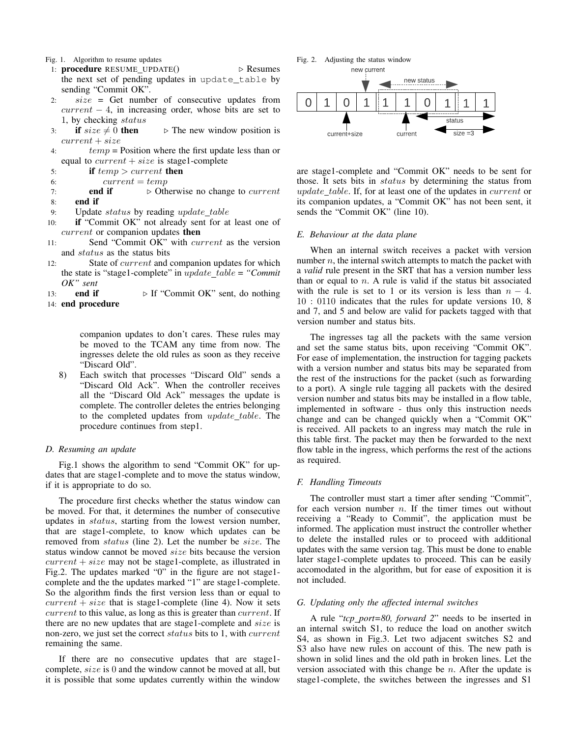Fig. 1. Algorithm to resume updates

```
1:  procedure RESUME_UPDATE()                ▷ Resumes
    the next set of pending updates in update_table by
    sending "Commit OK".
2:      size = Get number of consecutive updates from
    current − 4, in increasing order, whose bits are set to
    1, by checking status
3:      if size ≠ 0 then          ▷ The new window position is
    current + size
4:          temp = Position where the first update less than or
    equal to current + size is stage1-complete
5:          if temp > current then
6:              current = temp
7:          end if              ▷ Otherwise no change to current
8:      end if
9:      Update status by reading update_table
10:     if "Commit OK" not already sent for at least one of
    current or companion updates then
11:         Send "Commit OK" with current as the version
    and status as the status bits
12:         State of current and companion updates for which
    the state is "stage1-complete" in update_table = "Commit
    OK" sent
13:     end if              ▷ If "Commit OK" sent, do nothing
14: end procedure
```

companion updates to don't cares. These rules may be moved to the TCAM any time from now. The ingresses delete the old rules as soon as they receive "Discard Old".

8) Each switch that processes "Discard Old" sends a "Discard Old Ack". When the controller receives all the "Discard Old Ack" messages the update is complete. The controller deletes the entries belonging to the completed updates from $update\_table$. The procedure continues from step1.

### D. Resuming an update

Fig.1 shows the algorithm to send "Commit OK" for updates that are stage1-complete and to move the status window, if it is appropriate to do so.

The procedure first checks whether the status window can be moved. For that, it determines the number of consecutive updates in $status$, starting from the lowest version number, that are stage1-complete, to know which updates can be removed from $status$ (line 2). Let the number be $size$. The status window cannot be moved $size$ bits because the version $current + size$ may not be stage1-complete, as illustrated in Fig.2. The updates marked "0" in the figure are not stage1-complete and the the updates marked "1" are stage1-complete. So the algorithm finds the first version less than or equal to $current + size$ that is stage1-complete (line 4). Now it sets $current$ to this value, as long as this is greater than $current$. If there are no new updates that are stage1-complete and $size$ is non-zero, we just set the correct $status$ bits to 1, with $current$ remaining the same.

If there are no consecutive updates that are stage1-complete, $size$ is 0 and the window cannot be moved at all, but it is possible that some updates currently within the window are stage1-complete and "Commit OK" needs to be sent for those. It sets bits in $status$ by determining the status from $update\_table$. If, for at least one of the updates in $current$ or its companion updates, a "Commit OK" has not been sent, it sends the "Commit OK" (line 10).

Fig. 2. Adjusting the status window

| 0 | 1 | 0 | 1 | 1 | 1 | 0 | 1 | 1 | 1 |
|---|---|---|---|---|---|---|---|---|---|

new current, new status, current+size, current, status, size =3

### E. Behaviour at the data plane

When an internal switch receives a packet with version number $n$, the internal switch attempts to match the packet with a *valid* rule present in the SRT that has a version number less than or equal to $n$. A rule is valid if the status bit associated with the rule is set to 1 or its version is less than $n - 4$. $10 : 0110$ indicates that the rules for update versions 10, 8 and 7, and 5 and below are valid for packets tagged with that version number and status bits.

The ingresses tag all the packets with the same version and set the same status bits, upon receiving "Commit OK". For ease of implementation, the instruction for tagging packets with a version number and status bits may be separated from the rest of the instructions for the packet (such as forwarding to a port). A single rule tagging all packets with the desired version number and status bits may be installed in a flow table, implemented in software - thus only this instruction needs change and can be changed quickly when a "Commit OK" is received. All packets to an ingress may match the rule in this table first. The packet may then be forwarded to the next flow table in the ingress, which performs the rest of the actions as required.

### F. Handling Timeouts

The controller must start a timer after sending "Commit", for each version number $n$. If the timer times out without receiving a "Ready to Commit", the application must be informed. The application must instruct the controller whether to delete the installed rules or to proceed with additional updates with the same version tag. This must be done to enable later stage1-complete updates to proceed. This can be easily accomodated in the algorithm, but for ease of exposition it is not included.

### G. Updating only the affected internal switches

A rule "*tcp_port=80, forward 2*" needs to be inserted in an internal switch S1, to reduce the load on another switch S4, as shown in Fig.3. Let two adjacent switches S2 and S3 also have new rules on account of this. The new path is shown in solid lines and the old path in broken lines. Let the version associated with this change be $n$. After the update is stage1-complete, the switches between the ingresses and S1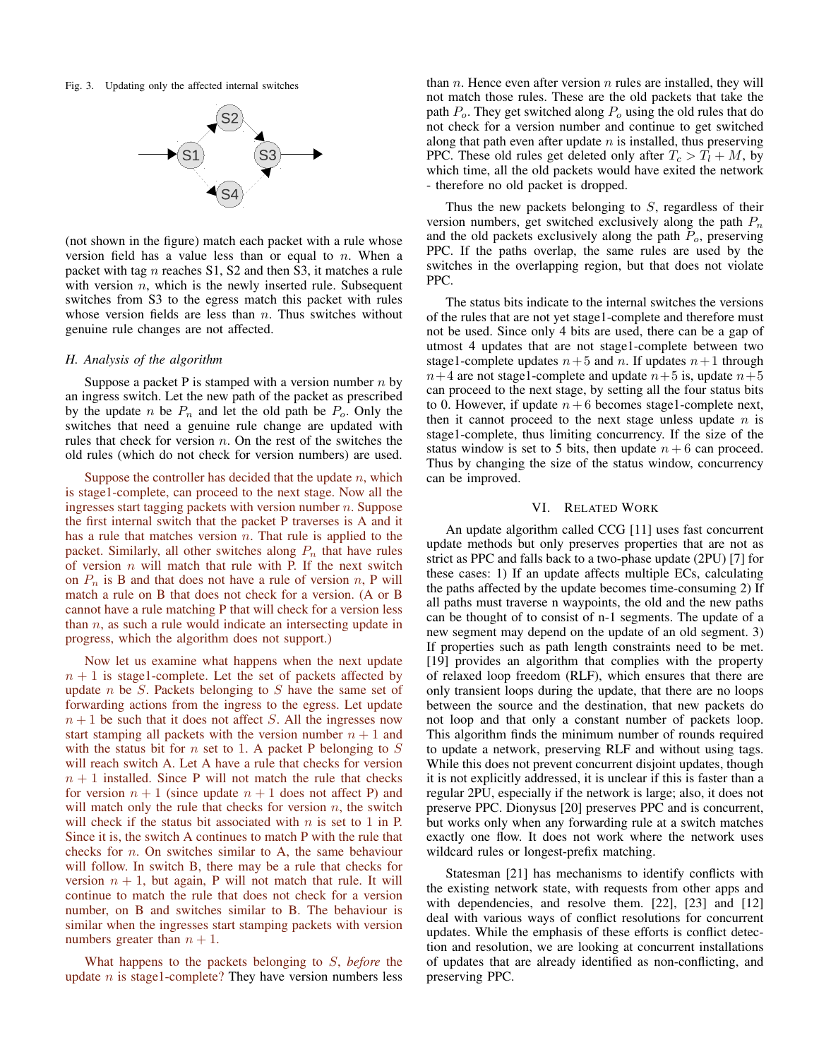Fig. 3. Updating only the affected internal switches

(not shown in the figure) match each packet with a rule whose version field has a value less than or equal to $n$. When a packet with tag $n$ reaches S1, S2 and then S3, it matches a rule with version $n$, which is the newly inserted rule. Subsequent switches from S3 to the egress match this packet with rules whose version fields are less than $n$. Thus switches without genuine rule changes are not affected.

### *H. Analysis of the algorithm*

Suppose a packet P is stamped with a version number $n$ by an ingress switch. Let the new path of the packet as prescribed by the update $n$ be $P_n$ and let the old path be $P_o$. Only the switches that need a genuine rule change are updated with rules that check for version $n$. On the rest of the switches the old rules (which do not check for version numbers) are used.

Suppose the controller has decided that the update $n$, which is stage1-complete, can proceed to the next stage. Now all the ingresses start tagging packets with version number $n$. Suppose the first internal switch that the packet P traverses is A and it has a rule that matches version $n$. That rule is applied to the packet. Similarly, all other switches along $P_n$ that have rules of version $n$ will match that rule with P. If the next switch on $P_n$ is B and that does not have a rule of version $n$, P will match a rule on B that does not check for a version. (A or B cannot have a rule matching P that will check for a version less than $n$, as such a rule would indicate an intersecting update in progress, which the algorithm does not support.)

Now let us examine what happens when the next update $n+1$ is stage1-complete. Let the set of packets affected by update $n$ be $S$. Packets belonging to $S$ have the same set of forwarding actions from the ingress to the egress. Let update $n+1$ be such that it does not affect $S$. All the ingresses now start stamping all packets with the version number $n+1$ and with the status bit for $n$ set to 1. A packet P belonging to $S$ will reach switch A. Let A have a rule that checks for version $n+1$ installed. Since P will not match the rule that checks for version $n+1$ (since update $n+1$ does not affect P) and will match only the rule that checks for version $n$, the switch will check if the status bit associated with $n$ is set to 1 in P. Since it is, the switch A continues to match P with the rule that checks for $n$. On switches similar to A, the same behaviour will follow. In switch B, there may be a rule that checks for version $n+1$, but again, P will not match that rule. It will continue to match the rule that does not check for a version number, on B and switches similar to B. The behaviour is similar when the ingresses start stamping packets with version numbers greater than $n+1$.

What happens to the packets belonging to $S$, *before* the update $n$ is stage1-complete? They have version numbers less than $n$. Hence even after version $n$ rules are installed, they will not match those rules. These are the old packets that take the path $P_o$. They get switched along $P_o$ using the old rules that do not check for a version number and continue to get switched along that path even after update $n$ is installed, thus preserving PPC. These old rules get deleted only after $T_c > T_l + M$, by which time, all the old packets would have exited the network - therefore no old packet is dropped.

Thus the new packets belonging to $S$, regardless of their version numbers, get switched exclusively along the path $P_n$ and the old packets exclusively along the path $P_o$, preserving PPC. If the paths overlap, the same rules are used by the switches in the overlapping region, but that does not violate PPC.

The status bits indicate to the internal switches the versions of the rules that are not yet stage1-complete and therefore must not be used. Since only 4 bits are used, there can be a gap of utmost 4 updates that are not stage1-complete between two stage1-complete updates $n+5$ and $n$. If updates $n+1$ through $n+4$ are not stage1-complete and update $n+5$ is, update $n+5$ can proceed to the next stage, by setting all the four status bits to 0. However, if update $n+6$ becomes stage1-complete next, then it cannot proceed to the next stage unless update $n$ is stage1-complete, thus limiting concurrency. If the size of the status window is set to 5 bits, then update $n+6$ can proceed. Thus by changing the size of the status window, concurrency can be improved.

## VI. Related Work

An update algorithm called CCG [11] uses fast concurrent update methods but only preserves properties that are not as strict as PPC and falls back to a two-phase update (2PU) [7] for these cases: 1) If an update affects multiple ECs, calculating the paths affected by the update becomes time-consuming 2) If all paths must traverse n waypoints, the old and the new paths can be thought of to consist of n-1 segments. The update of a new segment may depend on the update of an old segment. 3) If properties such as path length constraints need to be met. [19] provides an algorithm that complies with the property of relaxed loop freedom (RLF), which ensures that there are only transient loops during the update, that there are no loops between the source and the destination, that new packets do not loop and that only a constant number of packets loop. This algorithm finds the minimum number of rounds required to update a network, preserving RLF and without using tags. While this does not prevent concurrent disjoint updates, though it is not explicitly addressed, it is unclear if this is faster than a regular 2PU, especially if the network is large; also, it does not preserve PPC. Dionysus [20] preserves PPC and is concurrent, but works only when any forwarding rule at a switch matches exactly one flow. It does not work where the network uses wildcard rules or longest-prefix matching.

Statesman [21] has mechanisms to identify conflicts with the existing network state, with requests from other apps and with dependencies, and resolve them. [22], [23] and [12] deal with various ways of conflict resolutions for concurrent updates. While the emphasis of these efforts is conflict detection and resolution, we are looking at concurrent installations of updates that are already identified as non-conflicting, and preserving PPC.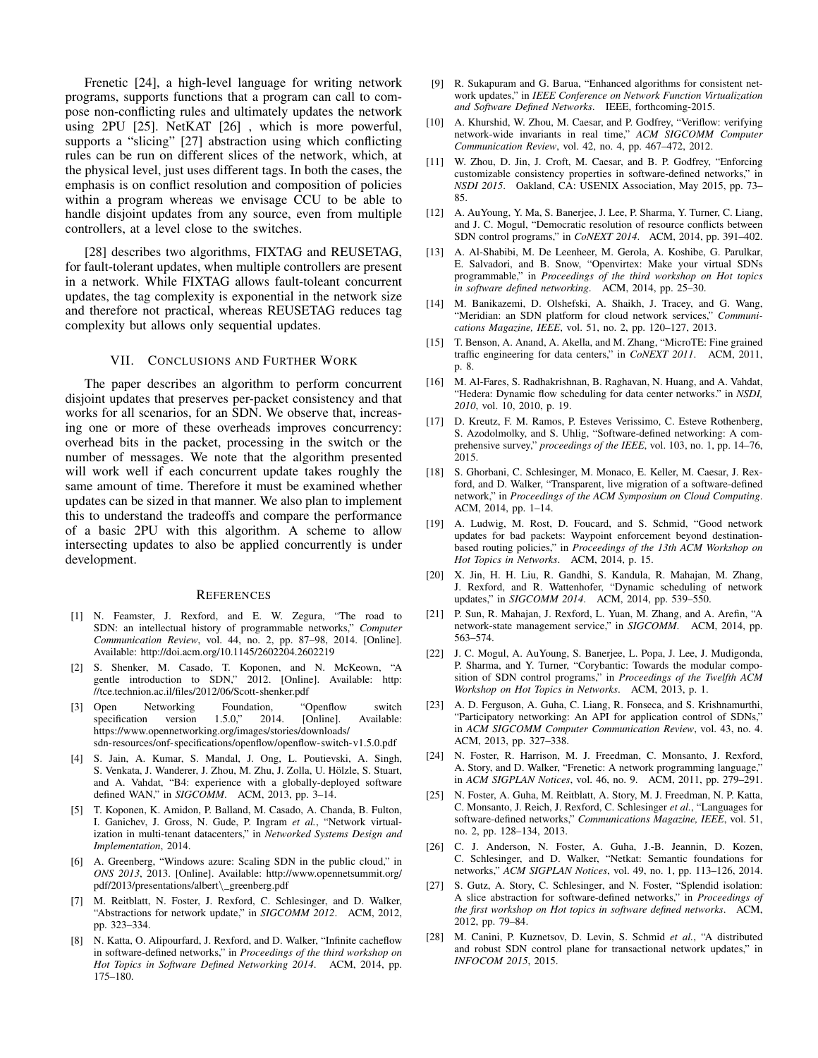Frenetic [24], a high-level language for writing network programs, supports functions that a program can call to compose non-conflicting rules and ultimately updates the network using 2PU [25]. NetKAT [26] , which is more powerful, supports a "slicing" [27] abstraction using which conflicting rules can be run on different slices of the network, which, at the physical level, just uses different tags. In both the cases, the emphasis is on conflict resolution and composition of policies within a program whereas we envisage CCU to be able to handle disjoint updates from any source, even from multiple controllers, at a level close to the switches.

[28] describes two algorithms, FIXTAG and REUSETAG, for fault-tolerant updates, when multiple controllers are present in a network. While FIXTAG allows fault-toleant concurrent updates, the tag complexity is exponential in the network size and therefore not practical, whereas REUSETAG reduces tag complexity but allows only sequential updates.

## VII. Conclusions and Further Work

The paper describes an algorithm to perform concurrent disjoint updates that preserves per-packet consistency and that works for all scenarios, for an SDN. We observe that, increasing one or more of these overheads improves concurrency: overhead bits in the packet, processing in the switch or the number of messages. We note that the algorithm presented will work well if each concurrent update takes roughly the same amount of time. Therefore it must be examined whether updates can be sized in that manner. We also plan to implement this to understand the tradeoffs and compare the performance of a basic 2PU with this algorithm. A scheme to allow intersecting updates to also be applied concurrently is under development.

## References

[1] N. Feamster, J. Rexford, and E. W. Zegura, "The road to SDN: an intellectual history of programmable networks," *Computer Communication Review*, vol. 44, no. 2, pp. 87–98, 2014. [Online]. Available: http://doi.acm.org/10.1145/2602204.2602219

[2] S. Shenker, M. Casado, T. Koponen, and N. McKeown, "A gentle introduction to SDN," 2012. [Online]. Available: http://tce.technion.ac.il/files/2012/06/Scott-shenker.pdf

[3] Open Networking Foundation, "Openflow switch specification version 1.5.0," 2014. [Online]. Available: https://www.opennetworking.org/images/stories/downloads/sdn-resources/onf-specifications/openflow/openflow-switch-v1.5.0.pdf

[4] S. Jain, A. Kumar, S. Mandal, J. Ong, L. Poutievski, A. Singh, S. Venkata, J. Wanderer, J. Zhou, M. Zhu, J. Zolla, U. Hölzle, S. Stuart, and A. Vahdat, "B4: experience with a globally-deployed software defined WAN," in *SIGCOMM*. ACM, 2013, pp. 3–14.

[5] T. Koponen, K. Amidon, P. Balland, M. Casado, A. Chanda, B. Fulton, I. Ganichev, J. Gross, N. Gude, P. Ingram *et al.*, "Network virtualization in multi-tenant datacenters," in *Networked Systems Design and Implementation*, 2014.

[6] A. Greenberg, "Windows azure: Scaling SDN in the public cloud," in *ONS 2013*, 2013. [Online]. Available: http://www.opennetsummit.org/pdf/2013/presentations/albert\_greenberg.pdf

[7] M. Reitblatt, N. Foster, J. Rexford, C. Schlesinger, and D. Walker, "Abstractions for network update," in *SIGCOMM 2012*. ACM, 2012, pp. 323–334.

[8] N. Katta, O. Alipourfard, J. Rexford, and D. Walker, "Infinite cacheflow in software-defined networks," in *Proceedings of the third workshop on Hot Topics in Software Defined Networking 2014*. ACM, 2014, pp. 175–180.

[9] R. Sukapuram and G. Barua, "Enhanced algorithms for consistent network updates," in *IEEE Conference on Network Function Virtualization and Software Defined Networks*. IEEE, forthcoming-2015.

[10] A. Khurshid, W. Zhou, M. Caesar, and P. Godfrey, "Veriflow: verifying network-wide invariants in real time," *ACM SIGCOMM Computer Communication Review*, vol. 42, no. 4, pp. 467–472, 2012.

[11] W. Zhou, D. Jin, J. Croft, M. Caesar, and B. P. Godfrey, "Enforcing customizable consistency properties in software-defined networks," in *NSDI 2015*. Oakland, CA: USENIX Association, May 2015, pp. 73–85.

[12] A. AuYoung, Y. Ma, S. Banerjee, J. Lee, P. Sharma, Y. Turner, C. Liang, and J. C. Mogul, "Democratic resolution of resource conflicts between SDN control programs," in *CoNEXT 2014*. ACM, 2014, pp. 391–402.

[13] A. Al-Shabibi, M. De Leenheer, M. Gerola, A. Koshibe, G. Parulkar, E. Salvadori, and B. Snow, "Openvirtex: Make your virtual SDNs programmable," in *Proceedings of the third workshop on Hot topics in software defined networking*. ACM, 2014, pp. 25–30.

[14] M. Banikazemi, D. Olshefski, A. Shaikh, J. Tracey, and G. Wang, "Meridian: an SDN platform for cloud network services," *Communications Magazine, IEEE*, vol. 51, no. 2, pp. 120–127, 2013.

[15] T. Benson, A. Anand, A. Akella, and M. Zhang, "MicroTE: Fine grained traffic engineering for data centers," in *CoNEXT 2011*. ACM, 2011, p. 8.

[16] M. Al-Fares, S. Radhakrishnan, B. Raghavan, N. Huang, and A. Vahdat, "Hedera: Dynamic flow scheduling for data center networks." in *NSDI, 2010*, vol. 10, 2010, p. 19.

[17] D. Kreutz, F. M. Ramos, P. Esteves Verissimo, C. Esteve Rothenberg, S. Azodolmolky, and S. Uhlig, "Software-defined networking: A comprehensive survey," *proceedings of the IEEE*, vol. 103, no. 1, pp. 14–76, 2015.

[18] S. Ghorbani, C. Schlesinger, M. Monaco, E. Keller, M. Caesar, J. Rexford, and D. Walker, "Transparent, live migration of a software-defined network," in *Proceedings of the ACM Symposium on Cloud Computing*. ACM, 2014, pp. 1–14.

[19] A. Ludwig, M. Rost, D. Foucard, and S. Schmid, "Good network updates for bad packets: Waypoint enforcement beyond destination-based routing policies," in *Proceedings of the 13th ACM Workshop on Hot Topics in Networks*. ACM, 2014, p. 15.

[20] X. Jin, H. H. Liu, R. Gandhi, S. Kandula, R. Mahajan, M. Zhang, J. Rexford, and R. Wattenhofer, "Dynamic scheduling of network updates," in *SIGCOMM 2014*. ACM, 2014, pp. 539–550.

[21] P. Sun, R. Mahajan, J. Rexford, L. Yuan, M. Zhang, and A. Arefin, "A network-state management service," in *SIGCOMM*. ACM, 2014, pp. 563–574.

[22] J. C. Mogul, A. AuYoung, S. Banerjee, L. Popa, J. Lee, J. Mudigonda, P. Sharma, and Y. Turner, "Corybantic: Towards the modular composition of SDN control programs," in *Proceedings of the Twelfth ACM Workshop on Hot Topics in Networks*. ACM, 2013, p. 1.

[23] A. D. Ferguson, A. Guha, C. Liang, R. Fonseca, and S. Krishnamurthi, "Participatory networking: An API for application control of SDNs," in *ACM SIGCOMM Computer Communication Review*, vol. 43, no. 4. ACM, 2013, pp. 327–338.

[24] N. Foster, R. Harrison, M. J. Freedman, C. Monsanto, J. Rexford, A. Story, and D. Walker, "Frenetic: A network programming language," in *ACM SIGPLAN Notices*, vol. 46, no. 9. ACM, 2011, pp. 279–291.

[25] N. Foster, A. Guha, M. Reitblatt, A. Story, M. J. Freedman, N. P. Katta, C. Monsanto, J. Reich, J. Rexford, C. Schlesinger *et al.*, "Languages for software-defined networks," *Communications Magazine, IEEE*, vol. 51, no. 2, pp. 128–134, 2013.

[26] C. J. Anderson, N. Foster, A. Guha, J.-B. Jeannin, D. Kozen, C. Schlesinger, and D. Walker, "Netkat: Semantic foundations for networks," *ACM SIGPLAN Notices*, vol. 49, no. 1, pp. 113–126, 2014.

[27] S. Gutz, A. Story, C. Schlesinger, and N. Foster, "Splendid isolation: A slice abstraction for software-defined networks," in *Proceedings of the first workshop on Hot topics in software defined networks*. ACM, 2012, pp. 79–84.

[28] M. Canini, P. Kuznetsov, D. Levin, S. Schmid *et al.*, "A distributed and robust SDN control plane for transactional network updates," in *INFOCOM 2015*, 2015.